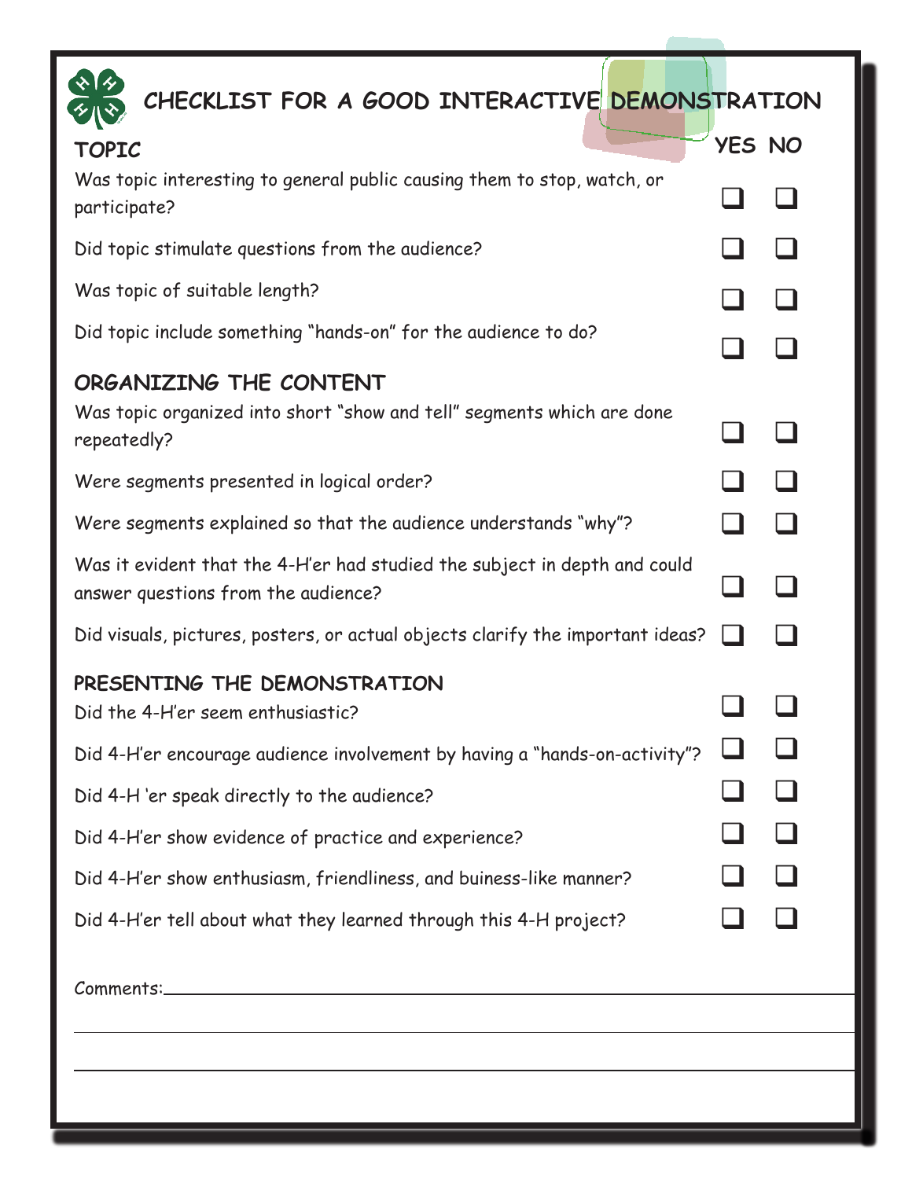# CHECKLIST FOR A GOOD INTERACTIVE DEMONSTRATION

| TOPIC | YES | NO |
|---|---|---|
| Was topic interesting to general public causing them to stop, watch, or participate? | ❑ | ❑ |
| Did topic stimulate questions from the audience? | ❑ | ❑ |
| Was topic of suitable length? | ❑ | ❑ |
| Did topic include something "hands-on" for the audience to do? | ❑ | ❑ |
| **ORGANIZING THE CONTENT** | | |
| Was topic organized into short "show and tell" segments which are done repeatedly? | ❑ | ❑ |
| Were segments presented in logical order? | ❑ | ❑ |
| Were segments explained so that the audience understands "why"? | ❑ | ❑ |
| Was it evident that the 4-H'er had studied the subject in depth and could answer questions from the audience? | ❑ | ❑ |
| Did visuals, pictures, posters, or actual objects clarify the important ideas? | ❑ | ❑ |
| **PRESENTING THE DEMONSTRATION** | | |
| Did the 4-H'er seem enthusiastic? | ❑ | ❑ |
| Did 4-H'er encourage audience involvement by having a "hands-on-activity"? | ❑ | ❑ |
| Did 4-H 'er speak directly to the audience? | ❑ | ❑ |
| Did 4-H'er show evidence of practice and experience? | ❑ | ❑ |
| Did 4-H'er show enthusiasm, friendliness, and buiness-like manner? | ❑ | ❑ |
| Did 4-H'er tell about what they learned through this 4-H project? | ❑ | ❑ |

Comments:\_\_\_\_\_\_\_\_\_\_\_\_\_\_\_\_\_\_\_\_\_\_\_\_\_\_\_\_\_\_\_\_\_\_\_\_\_\_\_\_\_\_\_\_\_\_\_\_\_\_\_\_\_\_\_\_

\_\_\_\_\_\_\_\_\_\_\_\_\_\_\_\_\_\_\_\_\_\_\_\_\_\_\_\_\_\_\_\_\_\_\_\_\_\_\_\_\_\_\_\_\_\_\_\_\_\_\_\_\_\_\_\_\_\_\_\_\_\_\_\_

\_\_\_\_\_\_\_\_\_\_\_\_\_\_\_\_\_\_\_\_\_\_\_\_\_\_\_\_\_\_\_\_\_\_\_\_\_\_\_\_\_\_\_\_\_\_\_\_\_\_\_\_\_\_\_\_\_\_\_\_\_\_\_\_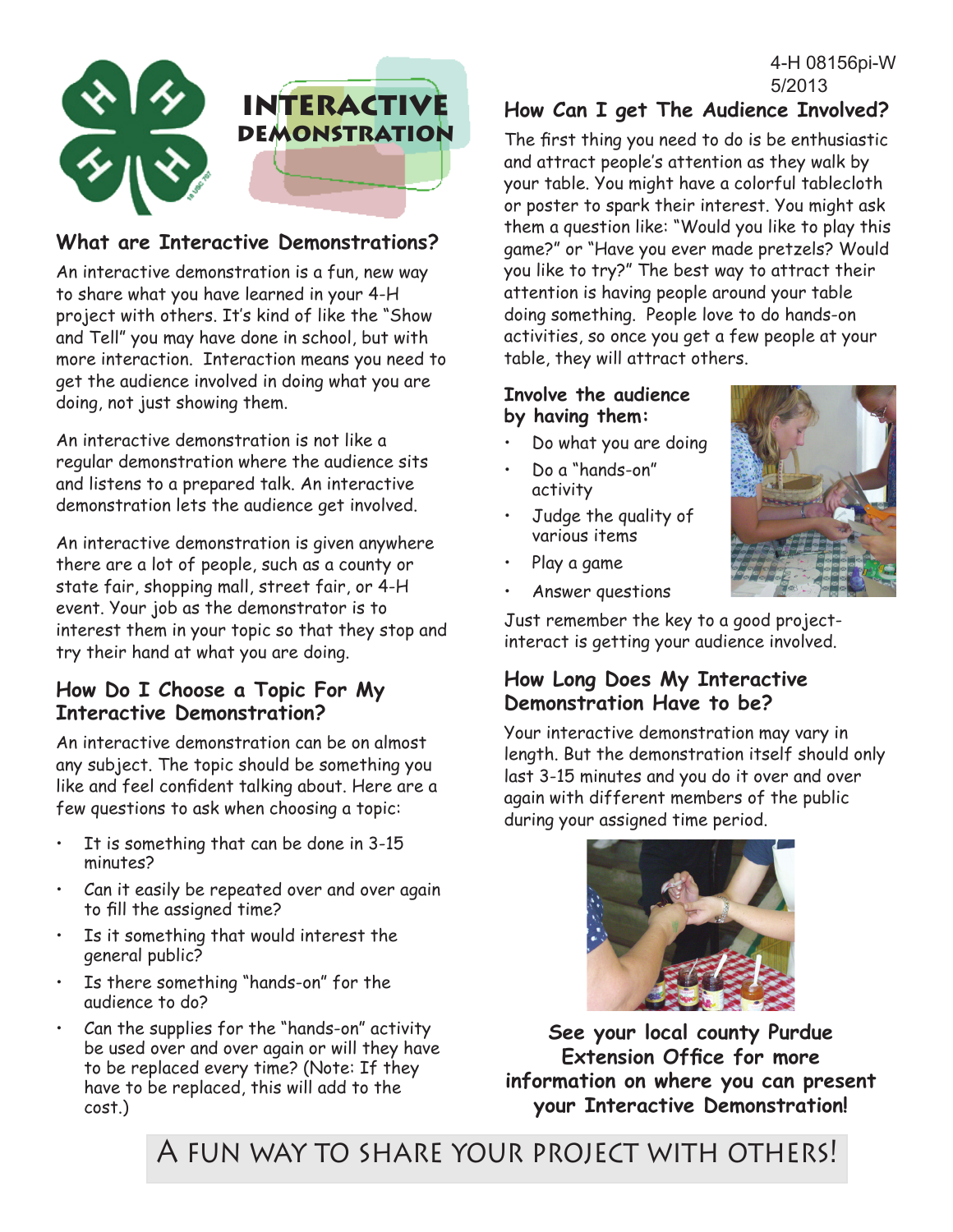# INTERACTIVE DEMONSTRATION

4-H 08156pi-W
5/2013

## What are Interactive Demonstrations?

An interactive demonstration is a fun, new way to share what you have learned in your 4-H project with others. It's kind of like the "Show and Tell" you may have done in school, but with more interaction. Interaction means you need to get the audience involved in doing what you are doing, not just showing them.

An interactive demonstration is not like a regular demonstration where the audience sits and listens to a prepared talk. An interactive demonstration lets the audience get involved.

An interactive demonstration is given anywhere there are a lot of people, such as a county or state fair, shopping mall, street fair, or 4-H event. Your job as the demonstrator is to interest them in your topic so that they stop and try their hand at what you are doing.

## How Do I Choose a Topic For My Interactive Demonstration?

An interactive demonstration can be on almost any subject. The topic should be something you like and feel confident talking about. Here are a few questions to ask when choosing a topic:

- It is something that can be done in 3-15 minutes?
- Can it easily be repeated over and over again to fill the assigned time?
- Is it something that would interest the general public?
- Is there something "hands-on" for the audience to do?
- Can the supplies for the "hands-on" activity be used over and over again or will they have to be replaced every time? (Note: If they have to be replaced, this will add to the cost.)

## How Can I get The Audience Involved?

The first thing you need to do is be enthusiastic and attract people's attention as they walk by your table. You might have a colorful tablecloth or poster to spark their interest. You might ask them a question like: "Would you like to play this game?" or "Have you ever made pretzels? Would you like to try?" The best way to attract their attention is having people around your table doing something. People love to do hands-on activities, so once you get a few people at your table, they will attract others.

### Involve the audience by having them:

- Do what you are doing
- Do a "hands-on" activity
- Judge the quality of various items
- Play a game
- Answer questions

Just remember the key to a good project-interact is getting your audience involved.

## How Long Does My Interactive Demonstration Have to be?

Your interactive demonstration may vary in length. But the demonstration itself should only last 3-15 minutes and you do it over and over again with different members of the public during your assigned time period.

**See your local county Purdue Extension Office for more information on where you can present your Interactive Demonstration!**

A FUN WAY TO SHARE YOUR PROJECT WITH OTHERS!